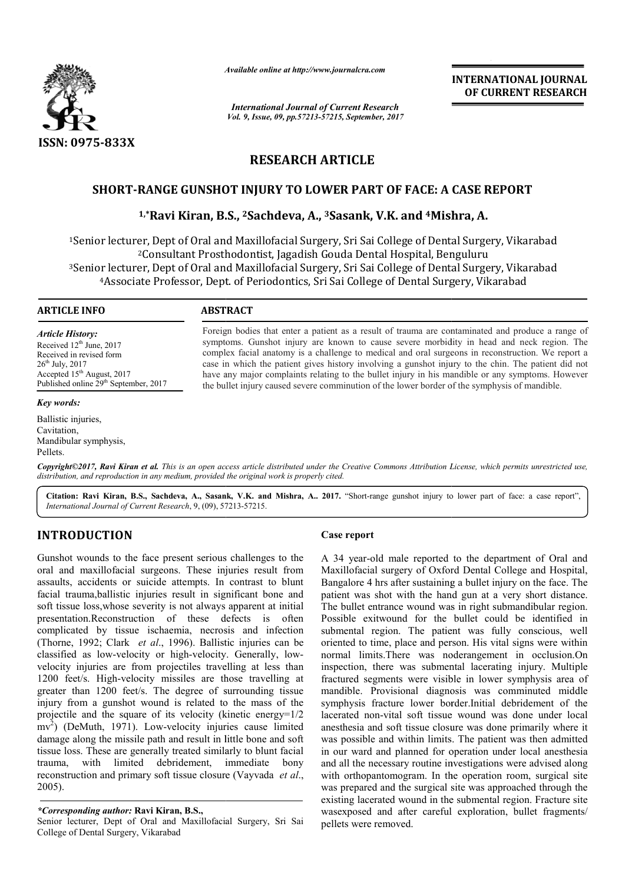*Available online at http://www.journalcra.com*

**INTERNATIONAL JOURNAL OF CURRENT RESEARCH**

*International Journal of Current Research*
*Vol. 9, Issue, 09, pp.57213-57215, September, 2017*

ISSN: 0975-833X

# RESEARCH ARTICLE

## SHORT-RANGE GUNSHOT INJURY TO LOWER PART OF FACE: A CASE REPORT

**[1,*]Ravi Kiran, B.S., [2]Sachdeva, A., [3]Sasank, V.K. and [4]Mishra, A.**

[1]Senior lecturer, Dept of Oral and Maxillofacial Surgery, Sri Sai College of Dental Surgery, Vikarabad
[2]Consultant Prosthodontist, Jagadish Gouda Dental Hospital, Benguluru
[3]Senior lecturer, Dept of Oral and Maxillofacial Surgery, Sri Sai College of Dental Surgery, Vikarabad
[4]Associate Professor, Dept. of Periodontics, Sri Sai College of Dental Surgery, Vikarabad

**ARTICLE INFO**

*Article History:*
Received 12[th] June, 2017
Received in revised form
26[th] July, 2017
Accepted 15[th] August, 2017
Published online 29[th] September, 2017

*Key words:*
Ballistic injuries,
Cavitation,
Mandibular symphysis,
Pellets.

**ABSTRACT**

Foreign bodies that enter a patient as a result of trauma are contaminated and produce a range of symptoms. Gunshot injury are known to cause severe morbidity in head and neck region. The complex facial anatomy is a challenge to medical and oral surgeons in reconstruction. We report a case in which the patient gives history involving a gunshot injury to the chin. The patient did not have any major complaints relating to the bullet injury in his mandible or any symptoms. However the bullet injury caused severe comminution of the lower border of the symphysis of mandible.

*Copyright©2017, Ravi Kiran et al. This is an open access article distributed under the Creative Commons Attribution License, which permits unrestricted use, distribution, and reproduction in any medium, provided the original work is properly cited.*

**Citation: Ravi Kiran, B.S., Sachdeva, A., Sasank, V.K. and Mishra, A.. 2017.** "Short-range gunshot injury to lower part of face: a case report", *International Journal of Current Research*, 9, (09), 57213-57215.

## INTRODUCTION

Gunshot wounds to the face present serious challenges to the oral and maxillofacial surgeons. These injuries result from assaults, accidents or suicide attempts. In contrast to blunt facial trauma,ballistic injuries result in significant bone and soft tissue loss,whose severity is not always apparent at initial presentation.Reconstruction of these defects is often complicated by tissue ischaemia, necrosis and infection (Thorne, 1992; Clark *et al*., 1996). Ballistic injuries can be classified as low-velocity or high-velocity. Generally, low-velocity injuries are from projectiles travelling at less than 1200 feet/s. High-velocity missiles are those travelling at greater than 1200 feet/s. The degree of surrounding tissue injury from a gunshot wound is related to the mass of the projectile and the square of its velocity (kinetic energy=1/2 $mv^2$) (DeMuth, 1971). Low-velocity injuries cause limited damage along the missile path and result in little bone and soft tissue loss. These are generally treated similarly to blunt facial trauma, with limited debridement, immediate bony reconstruction and primary soft tissue closure (Vayvada *et al*., 2005).

***Corresponding author:* Ravi Kiran, B.S.,**
Senior lecturer, Dept of Oral and Maxillofacial Surgery, Sri Sai College of Dental Surgery, Vikarabad

### Case report

A 34 year-old male reported to the department of Oral and Maxillofacial surgery of Oxford Dental College and Hospital, Bangalore 4 hrs after sustaining a bullet injury on the face. The patient was shot with the hand gun at a very short distance. The bullet entrance wound was in right submandibular region. Possible exitwound for the bullet could be identified in submental region. The patient was fully conscious, well oriented to time, place and person. His vital signs were within normal limits.There was noderangement in occlusion.On inspection, there was submental lacerating injury. Multiple fractured segments were visible in lower symphysis area of mandible. Provisional diagnosis was comminuted middle symphysis fracture lower border.Initial debridement of the lacerated non-vital soft tissue wound was done under local anesthesia and soft tissue closure was done primarily where it was possible and within limits. The patient was then admitted in our ward and planned for operation under local anesthesia and all the necessary routine investigations were advised along with orthopantomogram. In the operation room, surgical site was prepared and the surgical site was approached through the existing lacerated wound in the submental region. Fracture site wasexposed and after careful exploration, bullet fragments/ pellets were removed.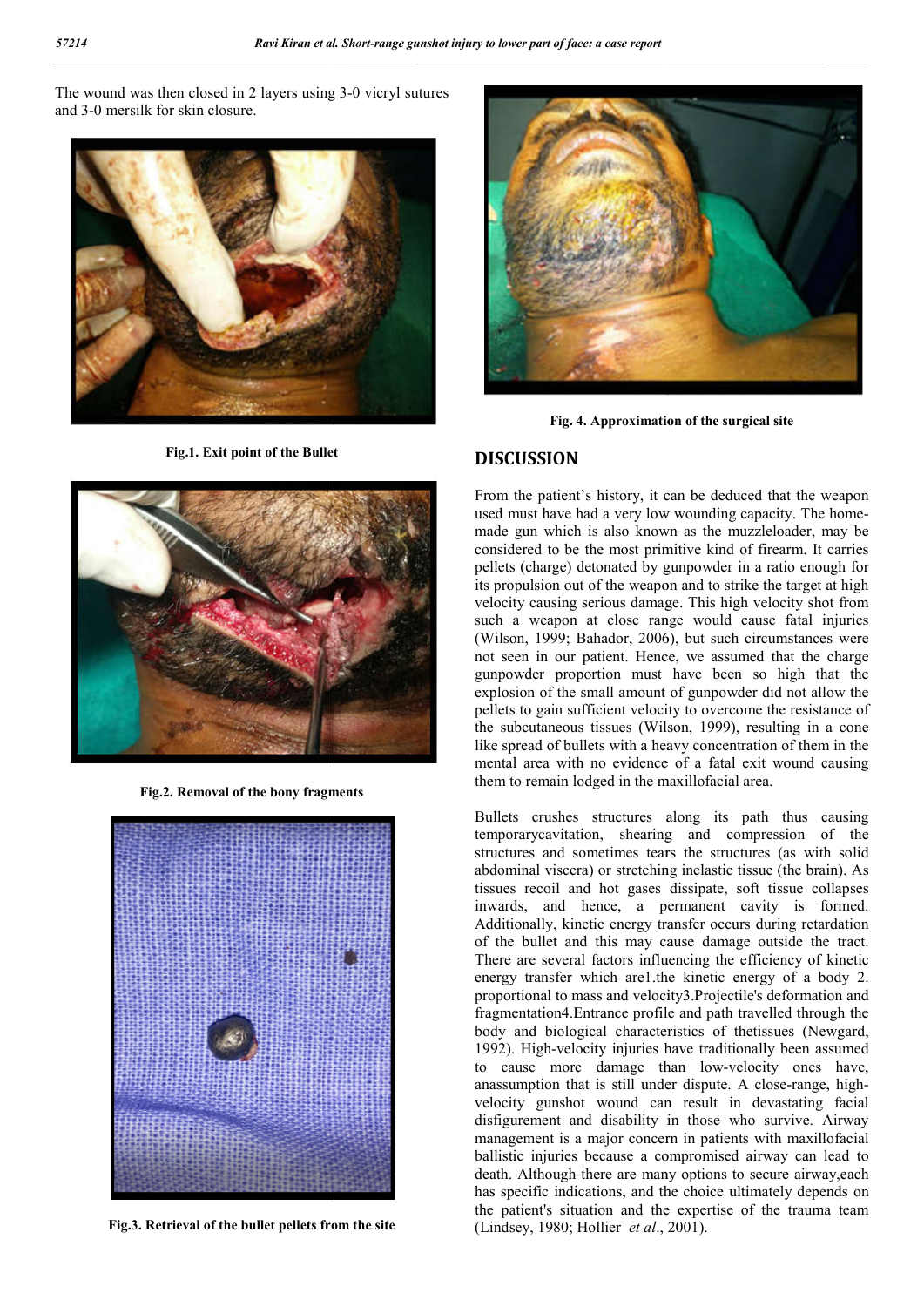The wound was then closed in 2 layers using 3-0 vicryl sutures and 3-0 mersilk for skin closure.

**Fig.1. Exit point of the Bullet**

**Fig.2. Removal of the bony fragments**

**Fig.3. Retrieval of the bullet pellets from the site**

**Fig. 4. Approximation of the surgical site**

## DISCUSSION

From the patient's history, it can be deduced that the weapon used must have had a very low wounding capacity. The home-made gun which is also known as the muzzleloader, may be considered to be the most primitive kind of firearm. It carries pellets (charge) detonated by gunpowder in a ratio enough for its propulsion out of the weapon and to strike the target at high velocity causing serious damage. This high velocity shot from such a weapon at close range would cause fatal injuries (Wilson, 1999; Bahador, 2006), but such circumstances were not seen in our patient. Hence, we assumed that the charge gunpowder proportion must have been so high that the explosion of the small amount of gunpowder did not allow the pellets to gain sufficient velocity to overcome the resistance of the subcutaneous tissues (Wilson, 1999), resulting in a cone like spread of bullets with a heavy concentration of them in the mental area with no evidence of a fatal exit wound causing them to remain lodged in the maxillofacial area.

Bullets crushes structures along its path thus causing temporarycavitation, shearing and compression of the structures and sometimes tears the structures (as with solid abdominal viscera) or stretching inelastic tissue (the brain). As tissues recoil and hot gases dissipate, soft tissue collapses inwards, and hence, a permanent cavity is formed. Additionally, kinetic energy transfer occurs during retardation of the bullet and this may cause damage outside the tract. There are several factors influencing the efficiency of kinetic energy transfer which are1.the kinetic energy of a body 2. proportional to mass and velocity3.Projectile's deformation and fragmentation4.Entrance profile and path travelled through the body and biological characteristics of thetissues (Newgard, 1992). High-velocity injuries have traditionally been assumed to cause more damage than low-velocity ones have, anassumption that is still under dispute. A close-range, high-velocity gunshot wound can result in devastating facial disfigurement and disability in those who survive. Airway management is a major concern in patients with maxillofacial ballistic injuries because a compromised airway can lead to death. Although there are many options to secure airway,each has specific indications, and the choice ultimately depends on the patient's situation and the expertise of the trauma team (Lindsey, 1980; Hollier *et al*., 2001).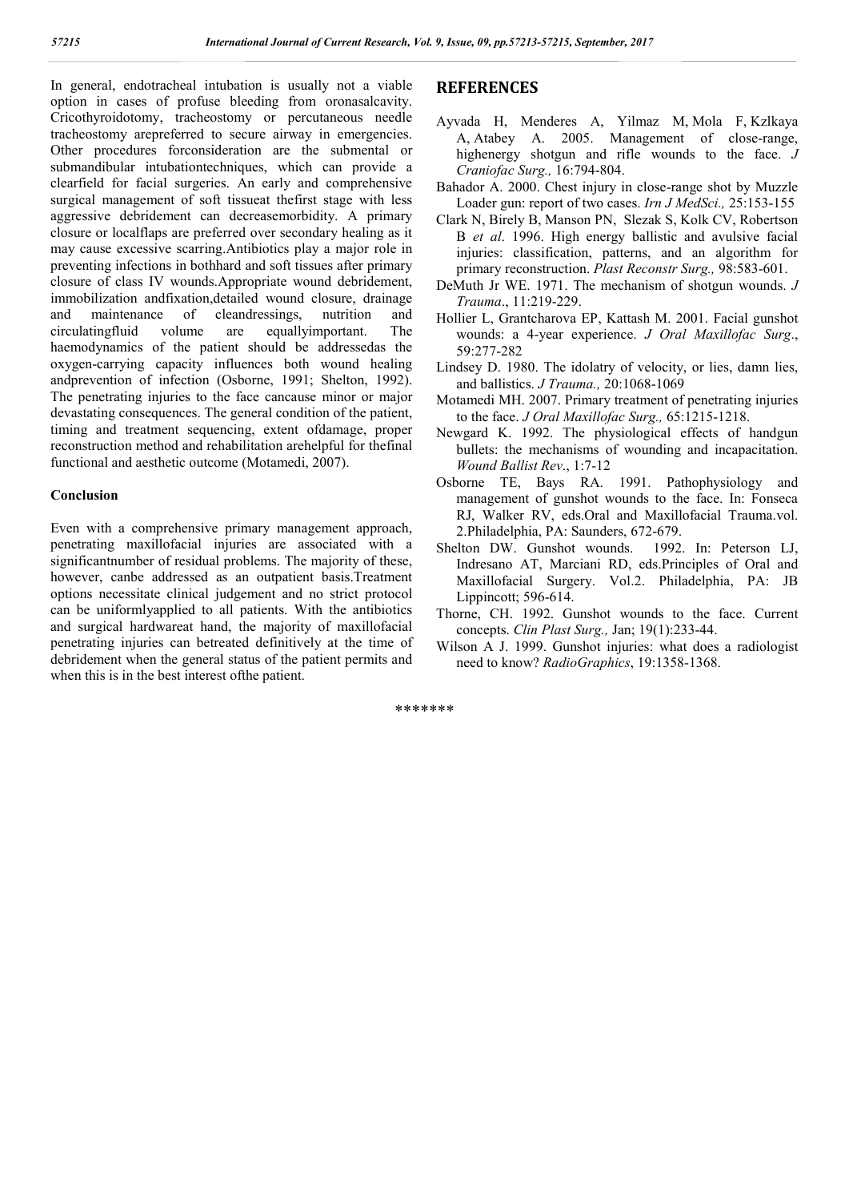In general, endotracheal intubation is usually not a viable option in cases of profuse bleeding from oronasalcavity. Cricothyroidotomy, tracheostomy or percutaneous needle tracheostomy arepreferred to secure airway in emergencies. Other procedures forconsideration are the submental or submandibular intubationtechniques, which can provide a clearfield for facial surgeries. An early and comprehensive surgical management of soft tissueat thefirst stage with less aggressive debridement can decreasemorbidity. A primary closure or localflaps are preferred over secondary healing as it may cause excessive scarring.Antibiotics play a major role in preventing infections in bothhard and soft tissues after primary closure of class IV wounds.Appropriate wound debridement, immobilization andfixation,detailed wound closure, drainage and maintenance of cleandressings, nutrition and circulatingfluid volume are equallyimportant. The haemodynamics of the patient should be addressedas the oxygen-carrying capacity influences both wound healing andprevention of infection (Osborne, 1991; Shelton, 1992). The penetrating injuries to the face cancause minor or major devastating consequences. The general condition of the patient, timing and treatment sequencing, extent ofdamage, proper reconstruction method and rehabilitation arehelpful for thefinal functional and aesthetic outcome (Motamedi, 2007).

## Conclusion

Even with a comprehensive primary management approach, penetrating maxillofacial injuries are associated with a significantnumber of residual problems. The majority of these, however, canbe addressed as an outpatient basis.Treatment options necessitate clinical judgement and no strict protocol can be uniformlyapplied to all patients. With the antibiotics and surgical hardwareat hand, the majority of maxillofacial penetrating injuries can betreated definitively at the time of debridement when the general status of the patient permits and when this is in the best interest ofthe patient.

## REFERENCES

Ayvada H, Menderes A, Yilmaz M, Mola F, Kzlkaya A, Atabey A. 2005. Management of close-range, highenergy shotgun and rifle wounds to the face. *J Craniofac Surg.,* 16:794-804.

Bahador A. 2000. Chest injury in close-range shot by Muzzle Loader gun: report of two cases. *Irn J MedSci.,* 25:153-155

Clark N, Birely B, Manson PN, Slezak S, Kolk CV, Robertson B *et al*. 1996. High energy ballistic and avulsive facial injuries: classification, patterns, and an algorithm for primary reconstruction. *Plast Reconstr Surg.,* 98:583-601.

DeMuth Jr WE. 1971. The mechanism of shotgun wounds. *J Trauma*., 11:219-229.

Hollier L, Grantcharova EP, Kattash M. 2001. Facial gunshot wounds: a 4-year experience. *J Oral Maxillofac Surg*., 59:277-282

Lindsey D. 1980. The idolatry of velocity, or lies, damn lies, and ballistics. *J Trauma.,* 20:1068-1069

Motamedi MH. 2007. Primary treatment of penetrating injuries to the face. *J Oral Maxillofac Surg.,* 65:1215-1218.

Newgard K. 1992. The physiological effects of handgun bullets: the mechanisms of wounding and incapacitation. *Wound Ballist Rev*., 1:7-12

Osborne TE, Bays RA. 1991. Pathophysiology and management of gunshot wounds to the face. In: Fonseca RJ, Walker RV, eds.Oral and Maxillofacial Trauma.vol. 2.Philadelphia, PA: Saunders, 672-679.

Shelton DW. Gunshot wounds. 1992. In: Peterson LJ, Indresano AT, Marciani RD, eds.Principles of Oral and Maxillofacial Surgery. Vol.2. Philadelphia, PA: JB Lippincott; 596-614.

Thorne, CH. 1992. Gunshot wounds to the face. Current concepts. *Clin Plast Surg.,* Jan; 19(1):233-44.

Wilson A J. 1999. Gunshot injuries: what does a radiologist need to know? *RadioGraphics*, 19:1358-1368.

*******